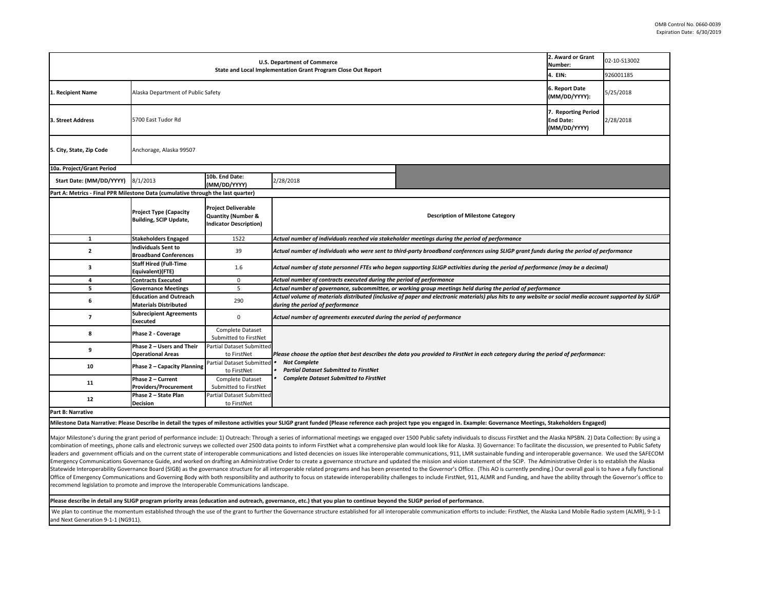OMB Control No. 0660-0039
Expiration Date: 6/30/2019

| U.S. Department of Commerce<br>State and Local Implementation Grant Program Close Out Report | | | | 2. Award or Grant Number: | 02-10-S13002 |
|---|---|---|---|---|---|
| | | | | 4. EIN: | 926001185 |
| 1. Recipient Name | Alaska Department of Public Safety | | | 6. Report Date (MM/DD/YYYY): | 5/25/2018 |
| 3. Street Address | 5700 East Tudor Rd | | | 7. Reporting Period End Date: (MM/DD/YYYY) | 2/28/2018 |
| 5. City, State, Zip Code | Anchorage, Alaska 99507 | | | | |
| **10a. Project/Grant Period** | | | | | |
| Start Date: (MM/DD/YYYY) | 8/1/2013 | 10b. End Date: (MM/DD/YYYY) | 2/28/2018 | | |

**Part A: Metrics - Final PPR Milestone Data (cumulative through the last quarter)**

| | Project Type (Capacity Building, SCIP Update, | Project Deliverable Quantity (Number & Indicator Description) | Description of Milestone Category |
|---|---|---|---|
| 1 | Stakeholders Engaged | 1522 | *Actual number of individuals reached via stakeholder meetings during the period of performance* |
| 2 | Individuals Sent to Broadband Conferences | 39 | *Actual number of individuals who were sent to third-party broadband conferences using SLIGP grant funds during the period of performance* |
| 3 | Staff Hired (Full-Time Equivalent)(FTE) | 1.6 | *Actual number of state personnel FTEs who began supporting SLIGP activities during the period of performance (may be a decimal)* |
| 4 | Contracts Executed | 0 | *Actual number of contracts executed during the period of performance* |
| 5 | Governance Meetings | 5 | *Actual number of governance, subcommittee, or working group meetings held during the period of performance* |
| 6 | Education and Outreach Materials Distributed | 290 | *Actual volume of materials distributed (inclusive of paper and electronic materials) plus hits to any website or social media account supported by SLIGP during the period of performance* |
| 7 | Subrecipient Agreements Executed | 0 | *Actual number of agreements executed during the period of performance* |
| 8 | Phase 2 - Coverage | Complete Dataset Submitted to FirstNet | *Please choose the option that best describes the data you provided to FirstNet in each category during the period of performance:*<br>• *Not Complete*<br>• *Partial Dataset Submitted to FirstNet*<br>• *Complete Dataset Submitted to FirstNet* |
| 9 | Phase 2 – Users and Their Operational Areas | Partial Dataset Submitted to FirstNet | |
| 10 | Phase 2 – Capacity Planning | Partial Dataset Submitted to FirstNet | |
| 11 | Phase 2 – Current Providers/Procurement | Complete Dataset Submitted to FirstNet | |
| 12 | Phase 2 – State Plan Decision | Partial Dataset Submitted to FirstNet | |

**Part B: Narrative**

**Milestone Data Narrative: Please Describe in detail the types of milestone activities your SLIGP grant funded (Please reference each project type you engaged in. Example: Governance Meetings, Stakeholders Engaged)**

Major Milestone's during the grant period of performance include: 1) Outreach: Through a series of informational meetings we engaged over 1500 Public safety individuals to discuss FirstNet and the Alaska NPSBN. 2) Data Collection: By using a combination of meetings, phone calls and electronic surveys we collected over 2500 data points to inform FirstNet what a comprehensive plan would look like for Alaska. 3) Governance: To facilitate the discussion, we presented to Public Safety leaders and government officials and on the current state of interoperable communications and listed decencies on issues like interoperable communications, 911, LMR sustainable funding and interoperable governance. We used the SAFECOM Emergency Communications Governance Guide, and worked on drafting an Administrative Order to create a governance structure and updated the mission and vision statement of the SCIP. The Administrative Order is to establish the Alaska Statewide Interoperability Governance Board (SIGB) as the governance structure for all interoperable related programs and has been presented to the Governor's Office. (This AO is currently pending.) Our overall goal is to have a fully functional Office of Emergency Communications and Governing Body with both responsibility and authority to focus on statewide interoperability challenges to include FirstNet, 911, ALMR and Funding, and have the ability through the Governor's office to recommend legislation to promote and improve the Interoperable Communications landscape.

**Please describe in detail any SLIGP program priority areas (education and outreach, governance, etc.) that you plan to continue beyond the SLIGP period of performance.**

We plan to continue the momentum established through the use of the grant to further the Governance structure established for all interoperable communication efforts to include: FirstNet, the Alaska Land Mobile Radio system (ALMR), 9-1-1 and Next Generation 9-1-1 (NG911).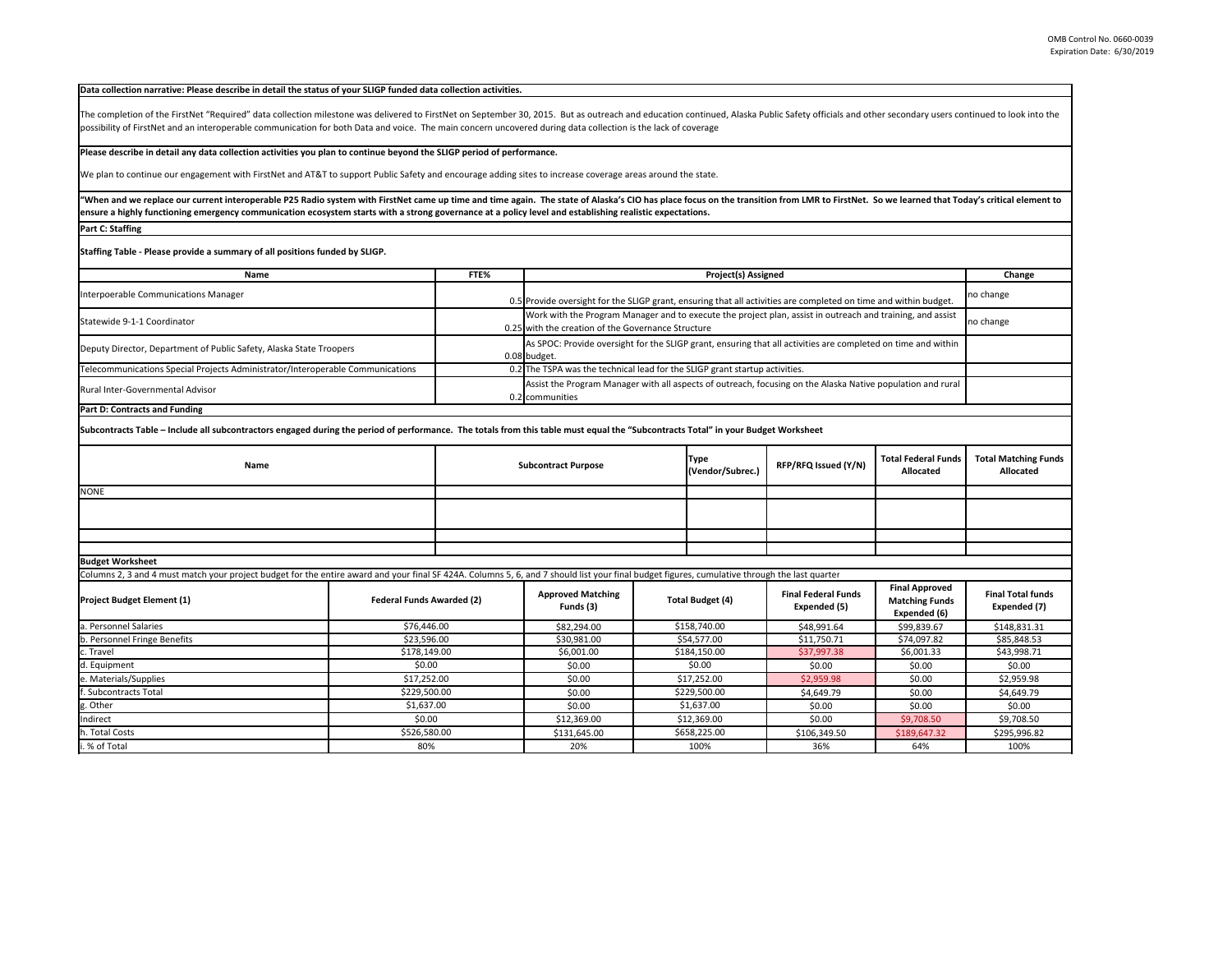**Data collection narrative: Please describe in detail the status of your SLIGP funded data collection activities.**

The completion of the FirstNet "Required" data collection milestone was delivered to FirstNet on September 30, 2015. But as outreach and education continued, Alaska Public Safety officials and other secondary users continued to look into the possibility of FirstNet and an interoperable communication for both Data and voice. The main concern uncovered during data collection is the lack of coverage

**Please describe in detail any data collection activities you plan to continue beyond the SLIGP period of performance.**

We plan to continue our engagement with FirstNet and AT&T to support Public Safety and encourage adding sites to increase coverage areas around the state.

**"When and we replace our current interoperable P25 Radio system with FirstNet came up time and time again. The state of Alaska's CIO has place focus on the transition from LMR to FirstNet. So we learned that Today's critical element to ensure a highly functioning emergency communication ecosystem starts with a strong governance at a policy level and establishing realistic expectations.**

**Part C: Staffing**

**Staffing Table - Please provide a summary of all positions funded by SLIGP.**

| Name | FTE% | Project(s) Assigned | Change |
|---|---|---|---|
| Interpoerable Communications Manager | 0.5 | Provide oversight for the SLIGP grant, ensuring that all activities are completed on time and within budget. | no change |
| Statewide 9-1-1 Coordinator | 0.25 | Work with the Program Manager and to execute the project plan, assist in outreach and training, and assist with the creation of the Governance Structure | no change |
| Deputy Director, Department of Public Safety, Alaska State Troopers | 0.08 | As SPOC: Provide oversight for the SLIGP grant, ensuring that all activities are completed on time and within budget. | |
| Telecommunications Special Projects Administrator/Interoperable Communications | 0.2 | The TSPA was the technical lead for the SLIGP grant startup activities. | |
| Rural Inter-Governmental Advisor | 0.2 | Assist the Program Manager with all aspects of outreach, focusing on the Alaska Native population and rural communities | |

**Part D: Contracts and Funding**

**Subcontracts Table – Include all subcontractors engaged during the period of performance. The totals from this table must equal the "Subcontracts Total" in your Budget Worksheet**

| Name | Subcontract Purpose | Type (Vendor/Subrec.) | RFP/RFQ Issued (Y/N) | Total Federal Funds Allocated | Total Matching Funds Allocated |
|---|---|---|---|---|---|
| NONE | | | | | |
| | | | | | |
| | | | | | |
| | | | | | |

**Budget Worksheet**

Columns 2, 3 and 4 must match your project budget for the entire award and your final SF 424A. Columns 5, 6, and 7 should list your final budget figures, cumulative through the last quarter

| Project Budget Element (1) | Federal Funds Awarded (2) | Approved Matching Funds (3) | Total Budget (4) | Final Federal Funds Expended (5) | Final Approved Matching Funds Expended (6) | Final Total funds Expended (7) |
|---|---|---|---|---|---|---|
| a. Personnel Salaries | $76,446.00 | $82,294.00 | $158,740.00 | $48,991.64 | $99,839.67 | $148,831.31 |
| b. Personnel Fringe Benefits | $23,596.00 | $30,981.00 | $54,577.00 | $11,750.71 | $74,097.82 | $85,848.53 |
| c. Travel | $178,149.00 | $6,001.00 | $184,150.00 | $37,997.38 | $6,001.33 | $43,998.71 |
| d. Equipment | $0.00 | $0.00 | $0.00 | $0.00 | $0.00 | $0.00 |
| e. Materials/Supplies | $17,252.00 | $0.00 | $17,252.00 | $2,959.98 | $0.00 | $2,959.98 |
| f. Subcontracts Total | $229,500.00 | $0.00 | $229,500.00 | $4,649.79 | $0.00 | $4,649.79 |
| g. Other | $1,637.00 | $0.00 | $1,637.00 | $0.00 | $0.00 | $0.00 |
| Indirect | $0.00 | $12,369.00 | $12,369.00 | $0.00 | $9,708.50 | $9,708.50 |
| h. Total Costs | $526,580.00 | $131,645.00 | $658,225.00 | $106,349.50 | $189,647.32 | $295,996.82 |
| i. % of Total | 80% | 20% | 100% | 36% | 64% | 100% |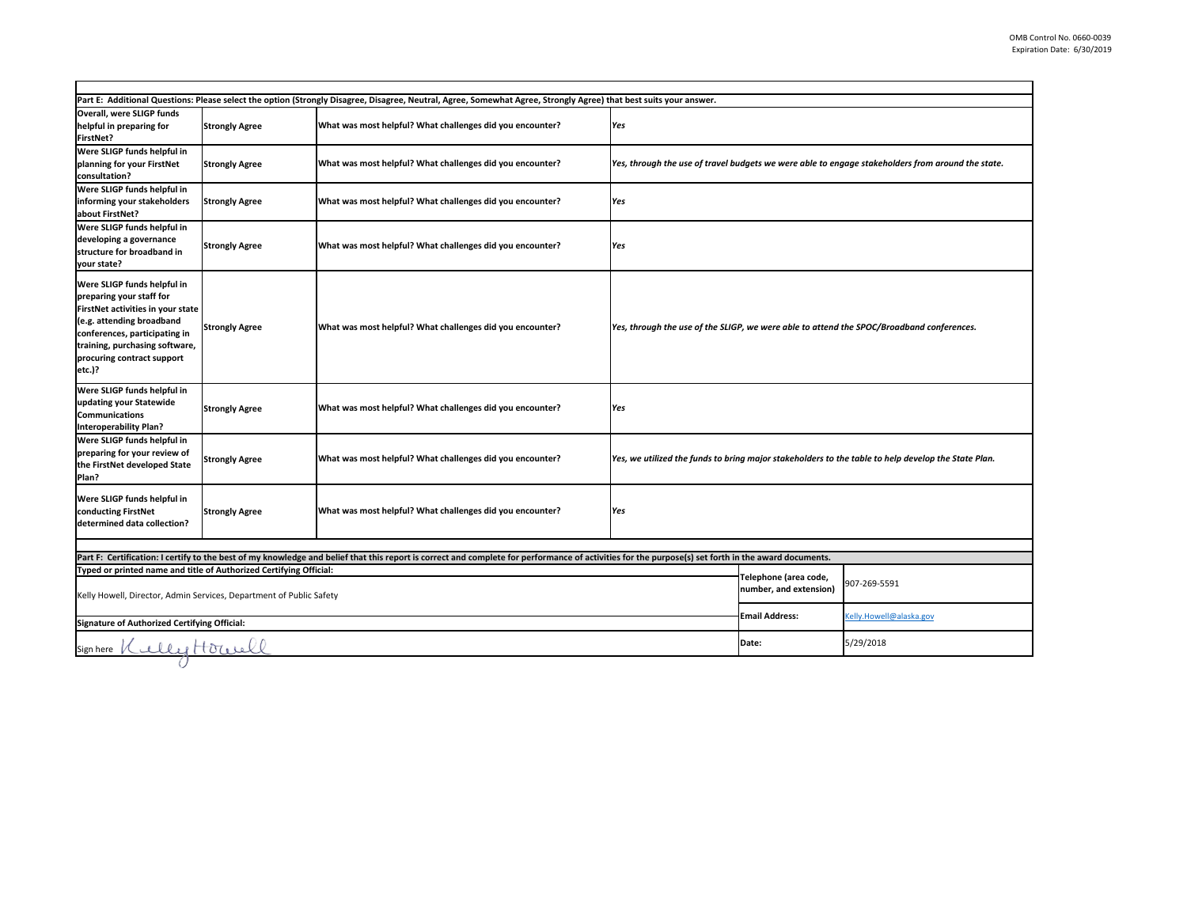OMB Control No. 0660-0039
Expiration Date: 6/30/2019

**Part E: Additional Questions: Please select the option (Strongly Disagree, Disagree, Neutral, Agree, Somewhat Agree, Strongly Agree) that best suits your answer.**

| | | | |
|---|---|---|---|
| **Overall, were SLIGP funds helpful in preparing for FirstNet?** | **Strongly Agree** | **What was most helpful? What challenges did you encounter?** | *Yes* |
| **Were SLIGP funds helpful in planning for your FirstNet consultation?** | **Strongly Agree** | **What was most helpful? What challenges did you encounter?** | *Yes, through the use of travel budgets we were able to engage stakeholders from around the state.* |
| **Were SLIGP funds helpful in informing your stakeholders about FirstNet?** | **Strongly Agree** | **What was most helpful? What challenges did you encounter?** | *Yes* |
| **Were SLIGP funds helpful in developing a governance structure for broadband in your state?** | **Strongly Agree** | **What was most helpful? What challenges did you encounter?** | *Yes* |
| **Were SLIGP funds helpful in preparing your staff for FirstNet activities in your state (e.g. attending broadband conferences, participating in training, purchasing software, procuring contract support etc.)?** | **Strongly Agree** | **What was most helpful? What challenges did you encounter?** | *Yes, through the use of the SLIGP, we were able to attend the SPOC/Broadband conferences.* |
| **Were SLIGP funds helpful in updating your Statewide Communications Interoperability Plan?** | **Strongly Agree** | **What was most helpful? What challenges did you encounter?** | *Yes* |
| **Were SLIGP funds helpful in preparing for your review of the FirstNet developed State Plan?** | **Strongly Agree** | **What was most helpful? What challenges did you encounter?** | *Yes, we utilized the funds to bring major stakeholders to the table to help develop the State Plan.* |
| **Were SLIGP funds helpful in conducting FirstNet determined data collection?** | **Strongly Agree** | **What was most helpful? What challenges did you encounter?** | *Yes* |

**Part F: Certification: I certify to the best of my knowledge and belief that this report is correct and complete for performance of activities for the purpose(s) set forth in the award documents.**

| | | |
|---|---|---|
| **Typed or printed name and title of Authorized Certifying Official:** Kelly Howell, Director, Admin Services, Department of Public Safety | **Telephone (area code, number, and extension)** | 907-269-5591 |
| | **Email Address:** | Kelly.Howell@alaska.gov |
| **Signature of Authorized Certifying Official:** Sign here Kelly Howell | **Date:** | 5/29/2018 |